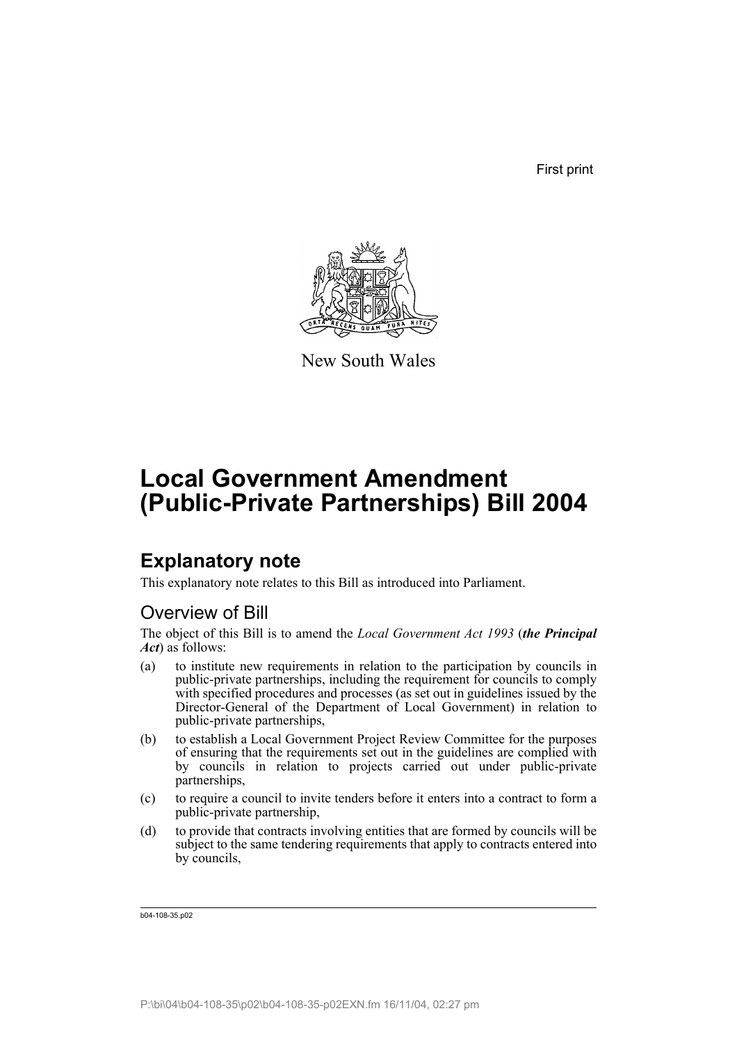First print

New South Wales

# Local Government Amendment (Public-Private Partnerships) Bill 2004

## Explanatory note

This explanatory note relates to this Bill as introduced into Parliament.

### Overview of Bill

The object of this Bill is to amend the *Local Government Act 1993* (***the Principal Act***) as follows:

(a) to institute new requirements in relation to the participation by councils in public-private partnerships, including the requirement for councils to comply with specified procedures and processes (as set out in guidelines issued by the Director-General of the Department of Local Government) in relation to public-private partnerships,

(b) to establish a Local Government Project Review Committee for the purposes of ensuring that the requirements set out in the guidelines are complied with by councils in relation to projects carried out under public-private partnerships,

(c) to require a council to invite tenders before it enters into a contract to form a public-private partnership,

(d) to provide that contracts involving entities that are formed by councils will be subject to the same tendering requirements that apply to contracts entered into by councils,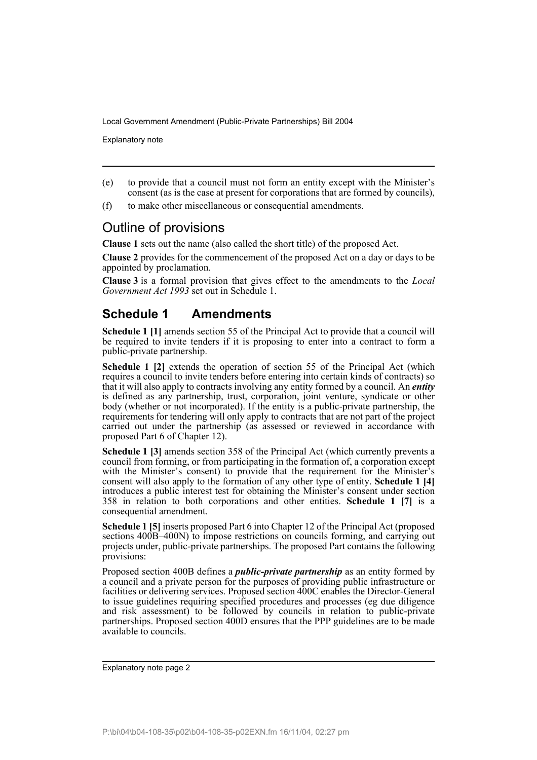(e) to provide that a council must not form an entity except with the Minister's consent (as is the case at present for corporations that are formed by councils),

(f) to make other miscellaneous or consequential amendments.

## Outline of provisions

**Clause 1** sets out the name (also called the short title) of the proposed Act.

**Clause 2** provides for the commencement of the proposed Act on a day or days to be appointed by proclamation.

**Clause 3** is a formal provision that gives effect to the amendments to the *Local Government Act 1993* set out in Schedule 1.

## Schedule 1 Amendments

**Schedule 1 [1]** amends section 55 of the Principal Act to provide that a council will be required to invite tenders if it is proposing to enter into a contract to form a public-private partnership.

**Schedule 1 [2]** extends the operation of section 55 of the Principal Act (which requires a council to invite tenders before entering into certain kinds of contracts) so that it will also apply to contracts involving any entity formed by a council. An ***entity*** is defined as any partnership, trust, corporation, joint venture, syndicate or other body (whether or not incorporated). If the entity is a public-private partnership, the requirements for tendering will only apply to contracts that are not part of the project carried out under the partnership (as assessed or reviewed in accordance with proposed Part 6 of Chapter 12).

**Schedule 1 [3]** amends section 358 of the Principal Act (which currently prevents a council from forming, or from participating in the formation of, a corporation except with the Minister's consent) to provide that the requirement for the Minister's consent will also apply to the formation of any other type of entity. **Schedule 1 [4]** introduces a public interest test for obtaining the Minister's consent under section 358 in relation to both corporations and other entities. **Schedule 1 [7]** is a consequential amendment.

**Schedule 1 [5]** inserts proposed Part 6 into Chapter 12 of the Principal Act (proposed sections 400B–400N) to impose restrictions on councils forming, and carrying out projects under, public-private partnerships. The proposed Part contains the following provisions:

Proposed section 400B defines a ***public-private partnership*** as an entity formed by a council and a private person for the purposes of providing public infrastructure or facilities or delivering services. Proposed section 400C enables the Director-General to issue guidelines requiring specified procedures and processes (eg due diligence and risk assessment) to be followed by councils in relation to public-private partnerships. Proposed section 400D ensures that the PPP guidelines are to be made available to councils.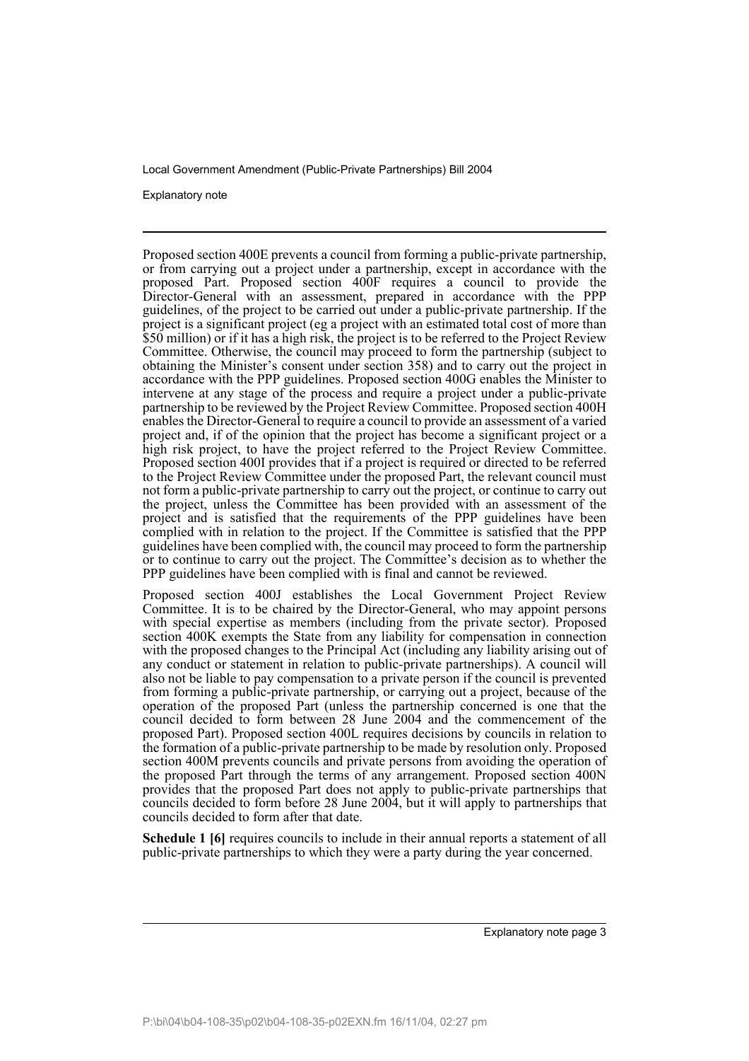Proposed section 400E prevents a council from forming a public-private partnership, or from carrying out a project under a partnership, except in accordance with the proposed Part. Proposed section 400F requires a council to provide the Director-General with an assessment, prepared in accordance with the PPP guidelines, of the project to be carried out under a public-private partnership. If the project is a significant project (eg a project with an estimated total cost of more than $50 million) or if it has a high risk, the project is to be referred to the Project Review Committee. Otherwise, the council may proceed to form the partnership (subject to obtaining the Minister's consent under section 358) and to carry out the project in accordance with the PPP guidelines. Proposed section 400G enables the Minister to intervene at any stage of the process and require a project under a public-private partnership to be reviewed by the Project Review Committee. Proposed section 400H enables the Director-General to require a council to provide an assessment of a varied project and, if of the opinion that the project has become a significant project or a high risk project, to have the project referred to the Project Review Committee. Proposed section 400I provides that if a project is required or directed to be referred to the Project Review Committee under the proposed Part, the relevant council must not form a public-private partnership to carry out the project, or continue to carry out the project, unless the Committee has been provided with an assessment of the project and is satisfied that the requirements of the PPP guidelines have been complied with in relation to the project. If the Committee is satisfied that the PPP guidelines have been complied with, the council may proceed to form the partnership or to continue to carry out the project. The Committee's decision as to whether the PPP guidelines have been complied with is final and cannot be reviewed.

Proposed section 400J establishes the Local Government Project Review Committee. It is to be chaired by the Director-General, who may appoint persons with special expertise as members (including from the private sector). Proposed section 400K exempts the State from any liability for compensation in connection with the proposed changes to the Principal Act (including any liability arising out of any conduct or statement in relation to public-private partnerships). A council will also not be liable to pay compensation to a private person if the council is prevented from forming a public-private partnership, or carrying out a project, because of the operation of the proposed Part (unless the partnership concerned is one that the council decided to form between 28 June 2004 and the commencement of the proposed Part). Proposed section 400L requires decisions by councils in relation to the formation of a public-private partnership to be made by resolution only. Proposed section 400M prevents councils and private persons from avoiding the operation of the proposed Part through the terms of any arrangement. Proposed section 400N provides that the proposed Part does not apply to public-private partnerships that councils decided to form before 28 June 2004, but it will apply to partnerships that councils decided to form after that date.

**Schedule 1 [6]** requires councils to include in their annual reports a statement of all public-private partnerships to which they were a party during the year concerned.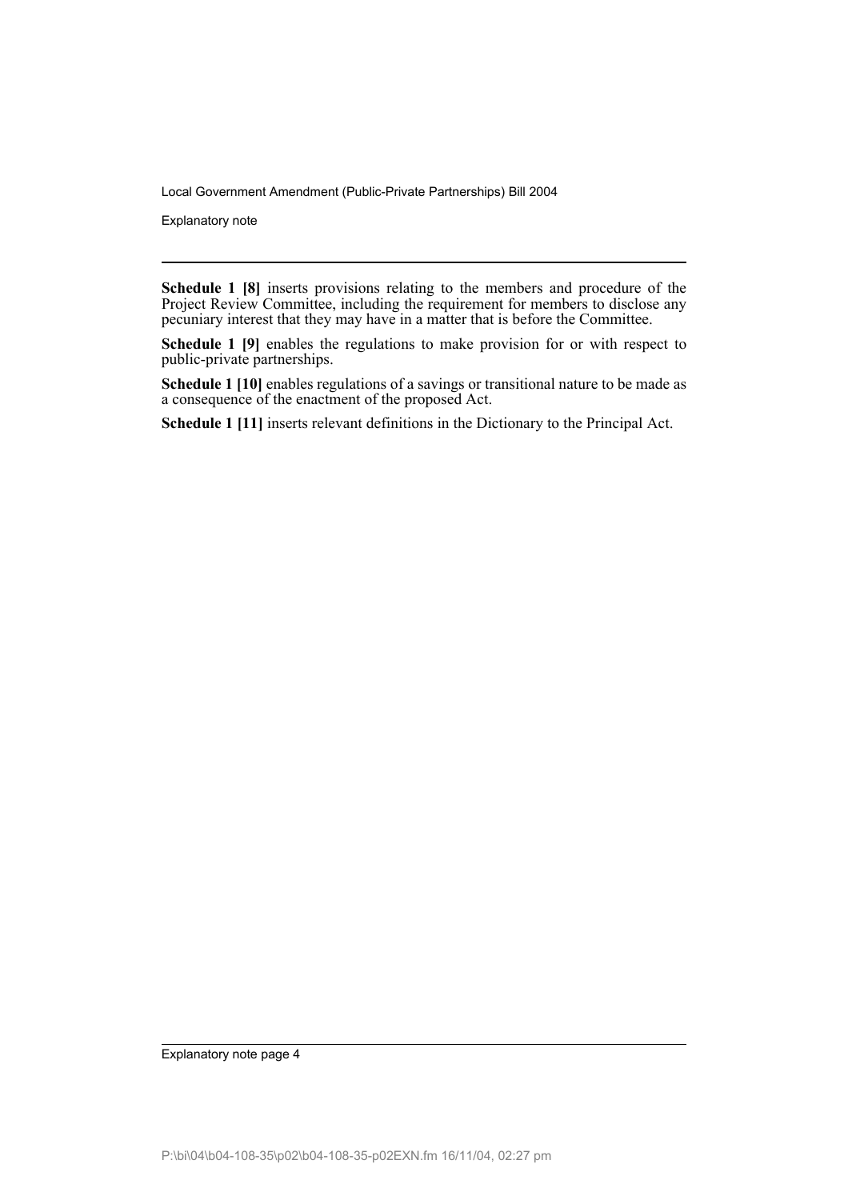**Schedule 1 [8]** inserts provisions relating to the members and procedure of the Project Review Committee, including the requirement for members to disclose any pecuniary interest that they may have in a matter that is before the Committee.

**Schedule 1 [9]** enables the regulations to make provision for or with respect to public-private partnerships.

**Schedule 1 [10]** enables regulations of a savings or transitional nature to be made as a consequence of the enactment of the proposed Act.

**Schedule 1 [11]** inserts relevant definitions in the Dictionary to the Principal Act.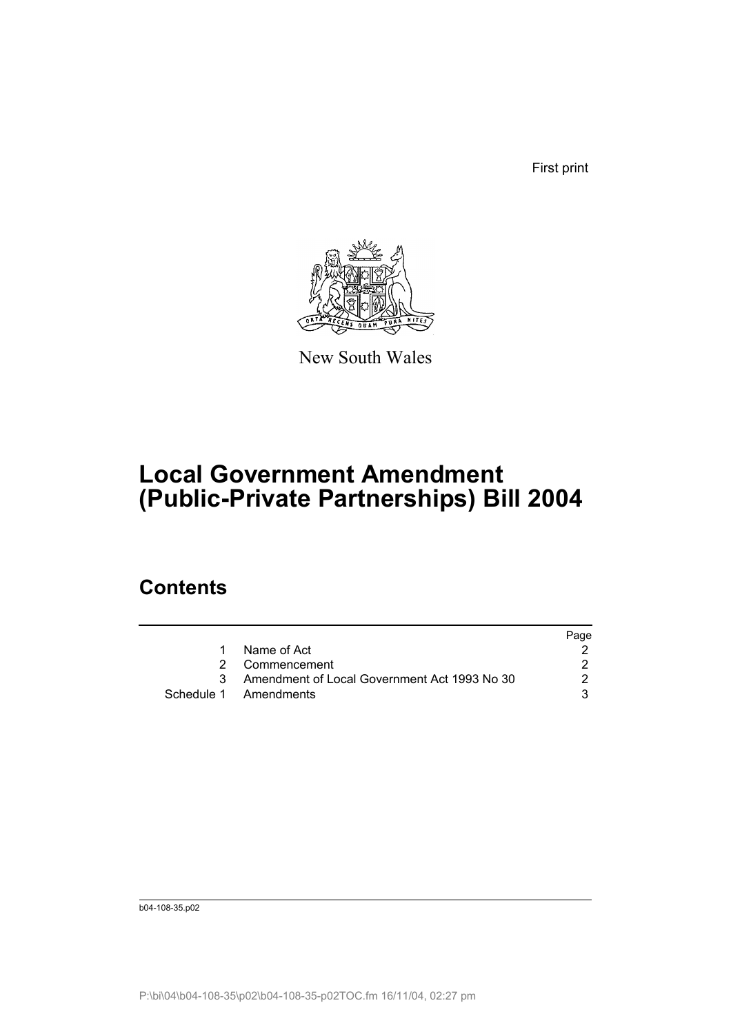First print

New South Wales

# Local Government Amendment (Public-Private Partnerships) Bill 2004

## Contents

| | | Page |
|---|---|---|
| 1 | Name of Act | 2 |
| 2 | Commencement | 2 |
| 3 | Amendment of Local Government Act 1993 No 30 | 2 |
| Schedule 1 | Amendments | 3 |

b04-108-35.p02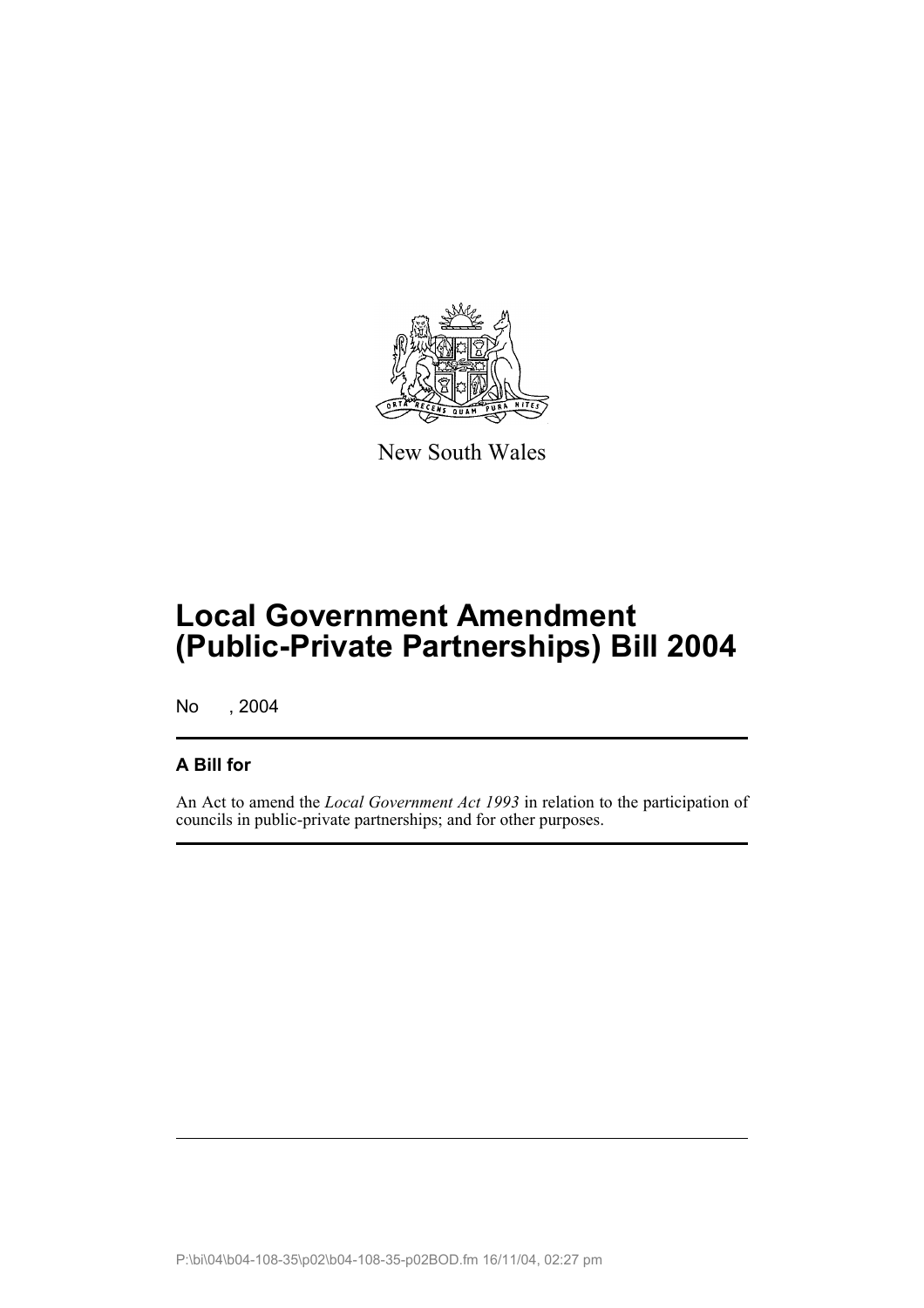New South Wales

# Local Government Amendment (Public-Private Partnerships) Bill 2004

No , 2004

## A Bill for

An Act to amend the *Local Government Act 1993* in relation to the participation of councils in public-private partnerships; and for other purposes.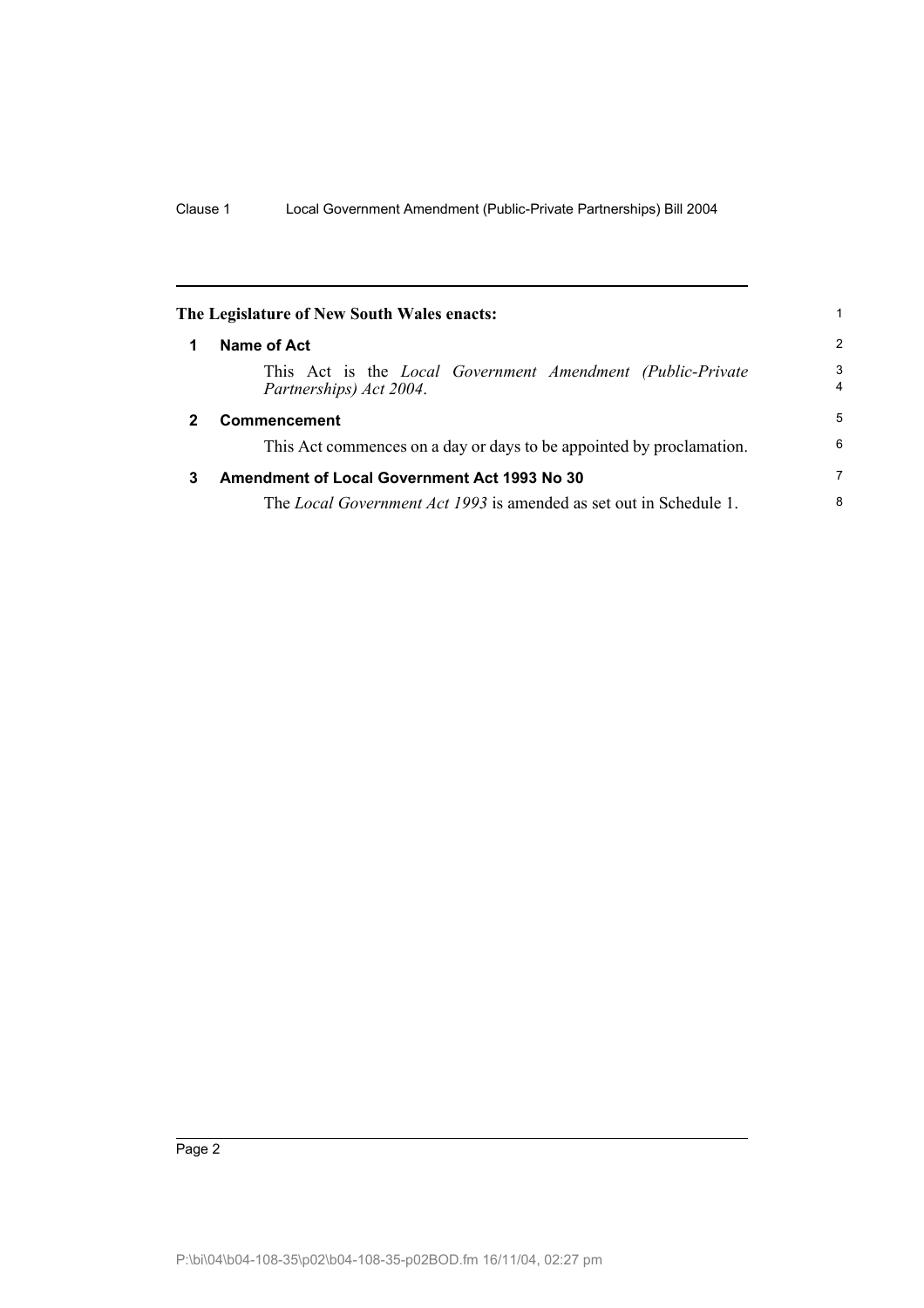**The Legislature of New South Wales enacts:**

## 1 Name of Act

This Act is the *Local Government Amendment (Public-Private Partnerships) Act 2004*.

## 2 Commencement

This Act commences on a day or days to be appointed by proclamation.

## 3 Amendment of Local Government Act 1993 No 30

The *Local Government Act 1993* is amended as set out in Schedule 1.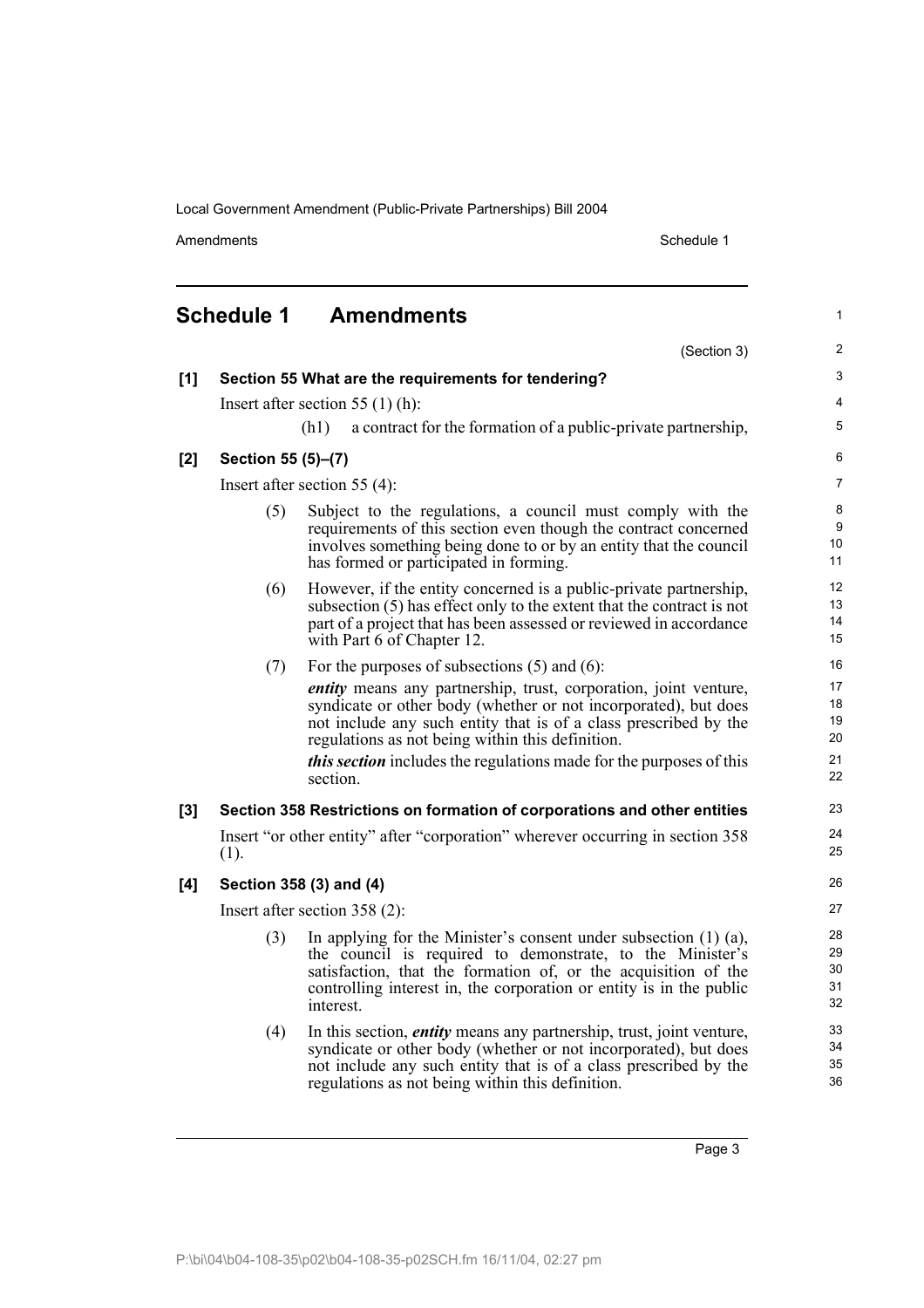# Schedule 1 Amendments

(Section 3)

**[1] Section 55 What are the requirements for tendering?**

Insert after section 55 (1) (h):

(h1) a contract for the formation of a public-private partnership,

**[2] Section 55 (5)–(7)**

Insert after section 55 (4):

(5) Subject to the regulations, a council must comply with the requirements of this section even though the contract concerned involves something being done to or by an entity that the council has formed or participated in forming.

(6) However, if the entity concerned is a public-private partnership, subsection (5) has effect only to the extent that the contract is not part of a project that has been assessed or reviewed in accordance with Part 6 of Chapter 12.

(7) For the purposes of subsections (5) and (6):

***entity*** means any partnership, trust, corporation, joint venture, syndicate or other body (whether or not incorporated), but does not include any such entity that is of a class prescribed by the regulations as not being within this definition.

***this section*** includes the regulations made for the purposes of this section.

**[3] Section 358 Restrictions on formation of corporations and other entities**

Insert "or other entity" after "corporation" wherever occurring in section 358 (1).

**[4] Section 358 (3) and (4)**

Insert after section 358 (2):

(3) In applying for the Minister's consent under subsection (1) (a), the council is required to demonstrate, to the Minister's satisfaction, that the formation of, or the acquisition of the controlling interest in, the corporation or entity is in the public interest.

(4) In this section, ***entity*** means any partnership, trust, joint venture, syndicate or other body (whether or not incorporated), but does not include any such entity that is of a class prescribed by the regulations as not being within this definition.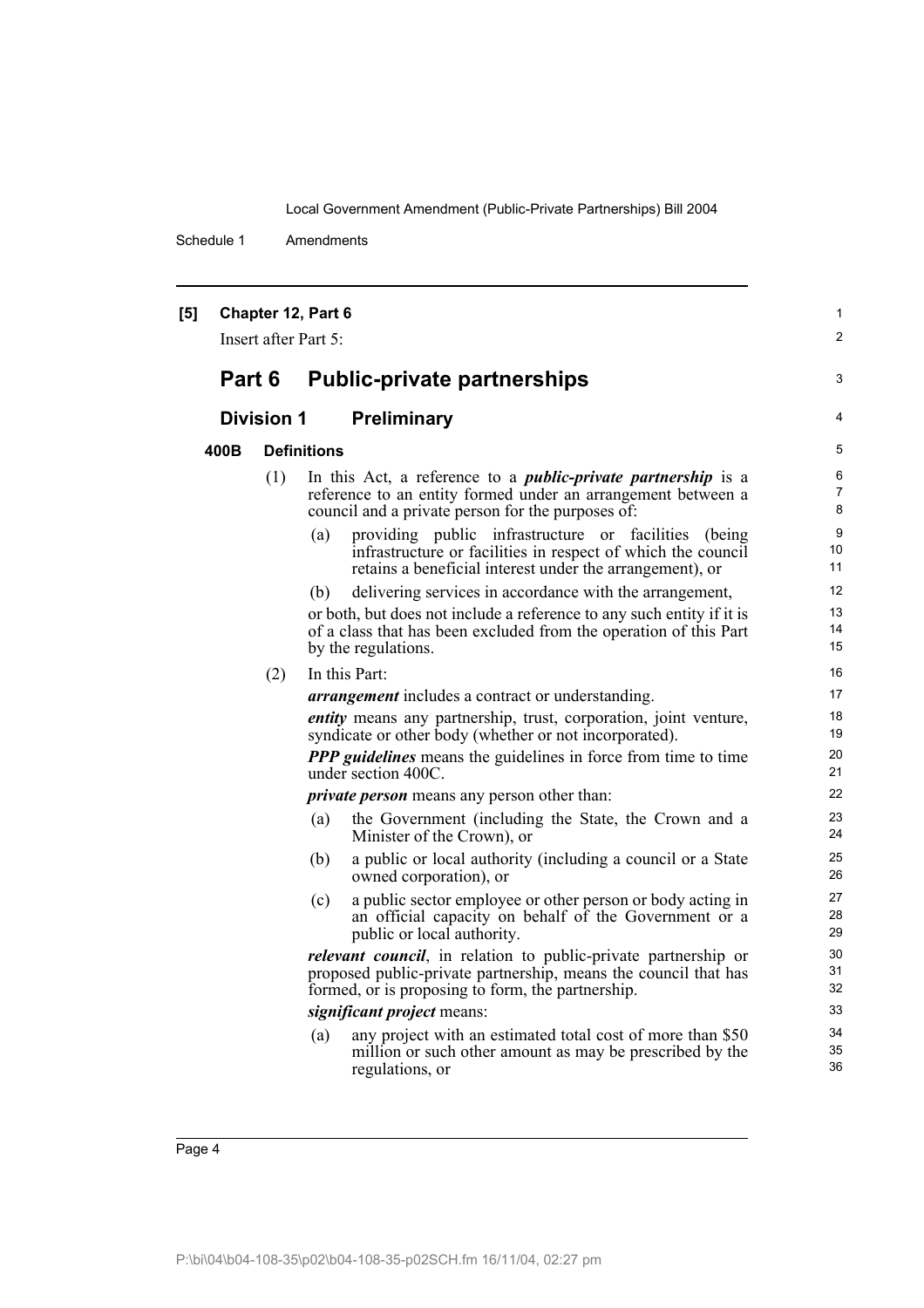**[5] Chapter 12, Part 6**

Insert after Part 5:

## Part 6 Public-private partnerships

### Division 1 Preliminary

**400B Definitions**

(1) In this Act, a reference to a ***public-private partnership*** is a reference to an entity formed under an arrangement between a council and a private person for the purposes of:

- (a) providing public infrastructure or facilities (being infrastructure or facilities in respect of which the council retains a beneficial interest under the arrangement), or
- (b) delivering services in accordance with the arrangement,

or both, but does not include a reference to any such entity if it is of a class that has been excluded from the operation of this Part by the regulations.

(2) In this Part:

***arrangement*** includes a contract or understanding.

***entity*** means any partnership, trust, corporation, joint venture, syndicate or other body (whether or not incorporated).

***PPP guidelines*** means the guidelines in force from time to time under section 400C.

***private person*** means any person other than:

- (a) the Government (including the State, the Crown and a Minister of the Crown), or
- (b) a public or local authority (including a council or a State owned corporation), or
- (c) a public sector employee or other person or body acting in an official capacity on behalf of the Government or a public or local authority.

***relevant council***, in relation to public-private partnership or proposed public-private partnership, means the council that has formed, or is proposing to form, the partnership.

***significant project*** means:

- (a) any project with an estimated total cost of more than $50 million or such other amount as may be prescribed by the regulations, or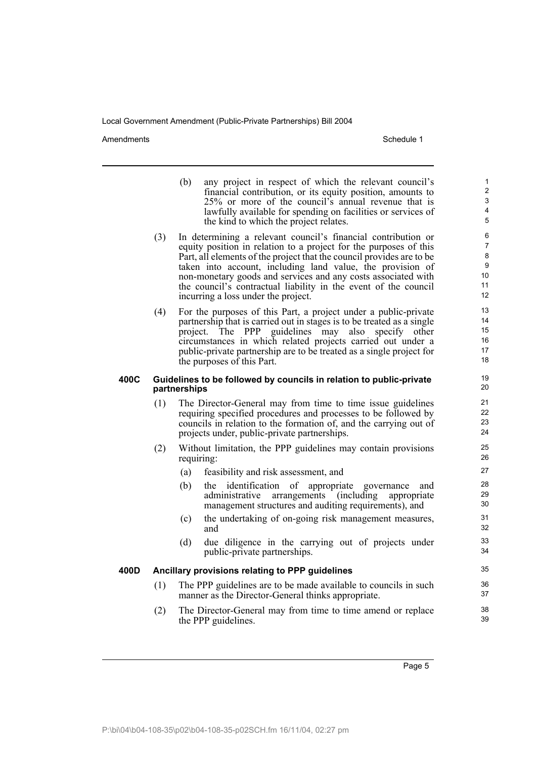(b) any project in respect of which the relevant council's financial contribution, or its equity position, amounts to 25% or more of the council's annual revenue that is lawfully available for spending on facilities or services of the kind to which the project relates.

(3) In determining a relevant council's financial contribution or equity position in relation to a project for the purposes of this Part, all elements of the project that the council provides are to be taken into account, including land value, the provision of non-monetary goods and services and any costs associated with the council's contractual liability in the event of the council incurring a loss under the project.

(4) For the purposes of this Part, a project under a public-private partnership that is carried out in stages is to be treated as a single project. The PPP guidelines may also specify other circumstances in which related projects carried out under a public-private partnership are to be treated as a single project for the purposes of this Part.

**400C Guidelines to be followed by councils in relation to public-private partnerships**

(1) The Director-General may from time to time issue guidelines requiring specified procedures and processes to be followed by councils in relation to the formation of, and the carrying out of projects under, public-private partnerships.

(2) Without limitation, the PPP guidelines may contain provisions requiring:

(a) feasibility and risk assessment, and

(b) the identification of appropriate governance and administrative arrangements (including appropriate management structures and auditing requirements), and

(c) the undertaking of on-going risk management measures, and

(d) due diligence in the carrying out of projects under public-private partnerships.

**400D Ancillary provisions relating to PPP guidelines**

(1) The PPP guidelines are to be made available to councils in such manner as the Director-General thinks appropriate.

(2) The Director-General may from time to time amend or replace the PPP guidelines.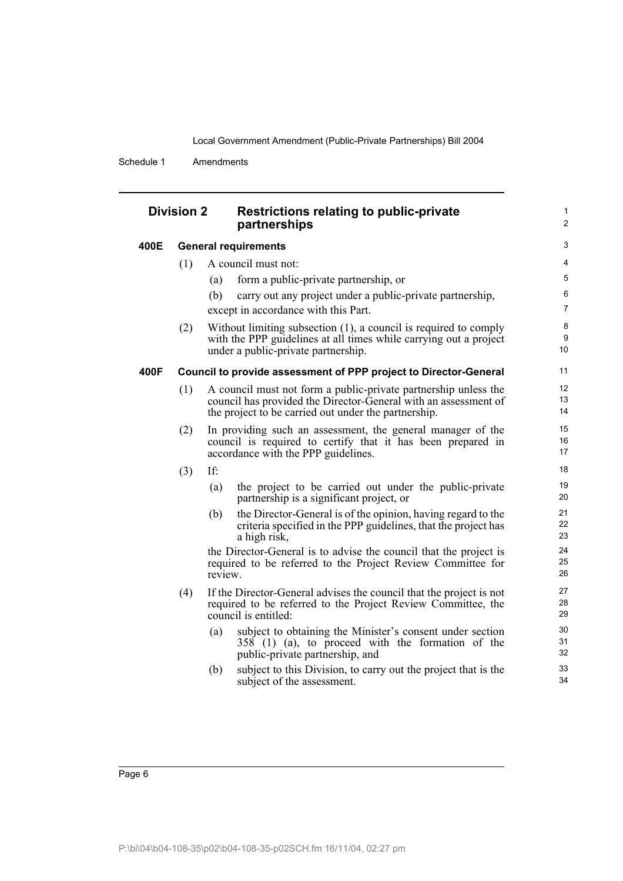## Division 2 Restrictions relating to public-private partnerships

### 400E General requirements

(1) A council must not:

(a) form a public-private partnership, or

(b) carry out any project under a public-private partnership,

except in accordance with this Part.

(2) Without limiting subsection (1), a council is required to comply with the PPP guidelines at all times while carrying out a project under a public-private partnership.

### 400F Council to provide assessment of PPP project to Director-General

(1) A council must not form a public-private partnership unless the council has provided the Director-General with an assessment of the project to be carried out under the partnership.

(2) In providing such an assessment, the general manager of the council is required to certify that it has been prepared in accordance with the PPP guidelines.

(3) If:

(a) the project to be carried out under the public-private partnership is a significant project, or

(b) the Director-General is of the opinion, having regard to the criteria specified in the PPP guidelines, that the project has a high risk,

the Director-General is to advise the council that the project is required to be referred to the Project Review Committee for review.

(4) If the Director-General advises the council that the project is not required to be referred to the Project Review Committee, the council is entitled:

(a) subject to obtaining the Minister's consent under section 358 (1) (a), to proceed with the formation of the public-private partnership, and

(b) subject to this Division, to carry out the project that is the subject of the assessment.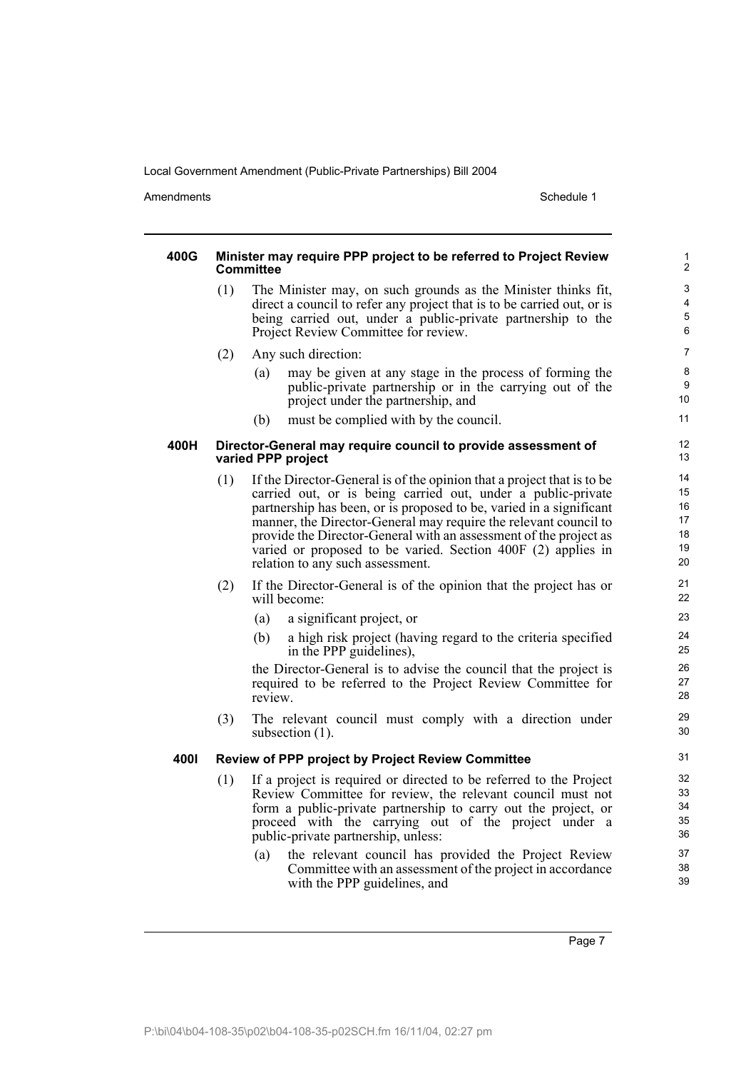### 400G Minister may require PPP project to be referred to Project Review Committee

(1) The Minister may, on such grounds as the Minister thinks fit, direct a council to refer any project that is to be carried out, or is being carried out, under a public-private partnership to the Project Review Committee for review.

(2) Any such direction:

- (a) may be given at any stage in the process of forming the public-private partnership or in the carrying out of the project under the partnership, and
- (b) must be complied with by the council.

### 400H Director-General may require council to provide assessment of varied PPP project

(1) If the Director-General is of the opinion that a project that is to be carried out, or is being carried out, under a public-private partnership has been, or is proposed to be, varied in a significant manner, the Director-General may require the relevant council to provide the Director-General with an assessment of the project as varied or proposed to be varied. Section 400F (2) applies in relation to any such assessment.

(2) If the Director-General is of the opinion that the project has or will become:

- (a) a significant project, or
- (b) a high risk project (having regard to the criteria specified in the PPP guidelines),

the Director-General is to advise the council that the project is required to be referred to the Project Review Committee for review.

(3) The relevant council must comply with a direction under subsection (1).

### 400I Review of PPP project by Project Review Committee

(1) If a project is required or directed to be referred to the Project Review Committee for review, the relevant council must not form a public-private partnership to carry out the project, or proceed with the carrying out of the project under a public-private partnership, unless:

- (a) the relevant council has provided the Project Review Committee with an assessment of the project in accordance with the PPP guidelines, and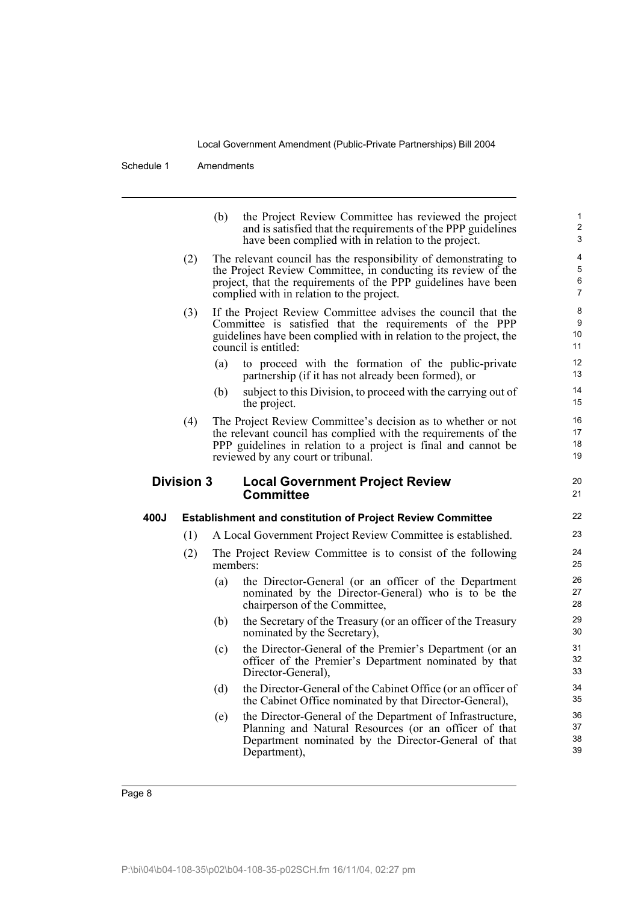(b) the Project Review Committee has reviewed the project and is satisfied that the requirements of the PPP guidelines have been complied with in relation to the project.

(2) The relevant council has the responsibility of demonstrating to the Project Review Committee, in conducting its review of the project, that the requirements of the PPP guidelines have been complied with in relation to the project.

(3) If the Project Review Committee advises the council that the Committee is satisfied that the requirements of the PPP guidelines have been complied with in relation to the project, the council is entitled:

(a) to proceed with the formation of the public-private partnership (if it has not already been formed), or

(b) subject to this Division, to proceed with the carrying out of the project.

(4) The Project Review Committee's decision as to whether or not the relevant council has complied with the requirements of the PPP guidelines in relation to a project is final and cannot be reviewed by any court or tribunal.

## Division 3 Local Government Project Review Committee

### 400J Establishment and constitution of Project Review Committee

(1) A Local Government Project Review Committee is established.

(2) The Project Review Committee is to consist of the following members:

(a) the Director-General (or an officer of the Department nominated by the Director-General) who is to be the chairperson of the Committee,

(b) the Secretary of the Treasury (or an officer of the Treasury nominated by the Secretary),

(c) the Director-General of the Premier's Department (or an officer of the Premier's Department nominated by that Director-General),

(d) the Director-General of the Cabinet Office (or an officer of the Cabinet Office nominated by that Director-General),

(e) the Director-General of the Department of Infrastructure, Planning and Natural Resources (or an officer of that Department nominated by the Director-General of that Department),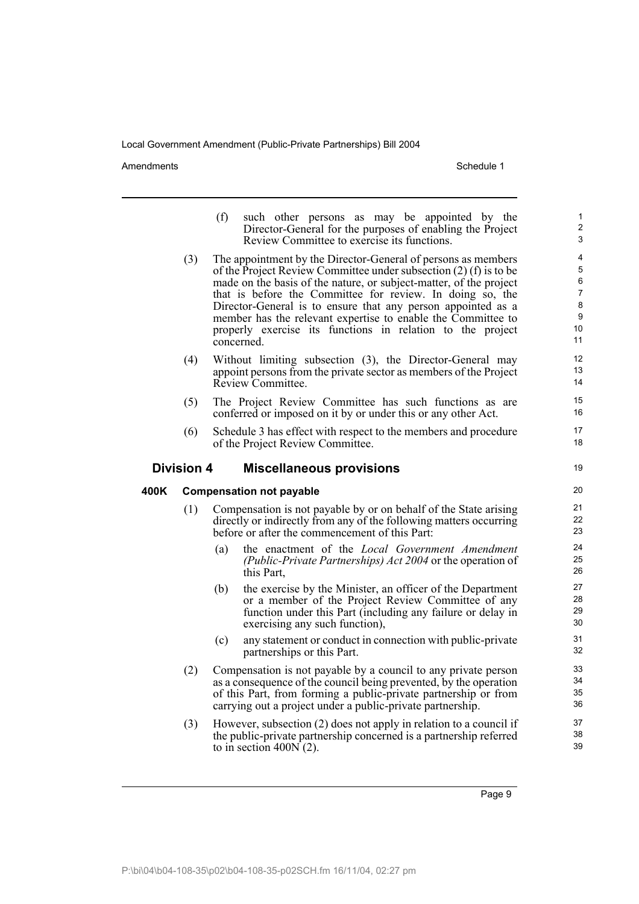(f) such other persons as may be appointed by the Director-General for the purposes of enabling the Project Review Committee to exercise its functions.

(3) The appointment by the Director-General of persons as members of the Project Review Committee under subsection (2) (f) is to be made on the basis of the nature, or subject-matter, of the project that is before the Committee for review. In doing so, the Director-General is to ensure that any person appointed as a member has the relevant expertise to enable the Committee to properly exercise its functions in relation to the project concerned.

(4) Without limiting subsection (3), the Director-General may appoint persons from the private sector as members of the Project Review Committee.

(5) The Project Review Committee has such functions as are conferred or imposed on it by or under this or any other Act.

(6) Schedule 3 has effect with respect to the members and procedure of the Project Review Committee.

## Division 4 Miscellaneous provisions

### 400K Compensation not payable

(1) Compensation is not payable by or on behalf of the State arising directly or indirectly from any of the following matters occurring before or after the commencement of this Part:

(a) the enactment of the *Local Government Amendment (Public-Private Partnerships) Act 2004* or the operation of this Part,

(b) the exercise by the Minister, an officer of the Department or a member of the Project Review Committee of any function under this Part (including any failure or delay in exercising any such function),

(c) any statement or conduct in connection with public-private partnerships or this Part.

(2) Compensation is not payable by a council to any private person as a consequence of the council being prevented, by the operation of this Part, from forming a public-private partnership or from carrying out a project under a public-private partnership.

(3) However, subsection (2) does not apply in relation to a council if the public-private partnership concerned is a partnership referred to in section 400N (2).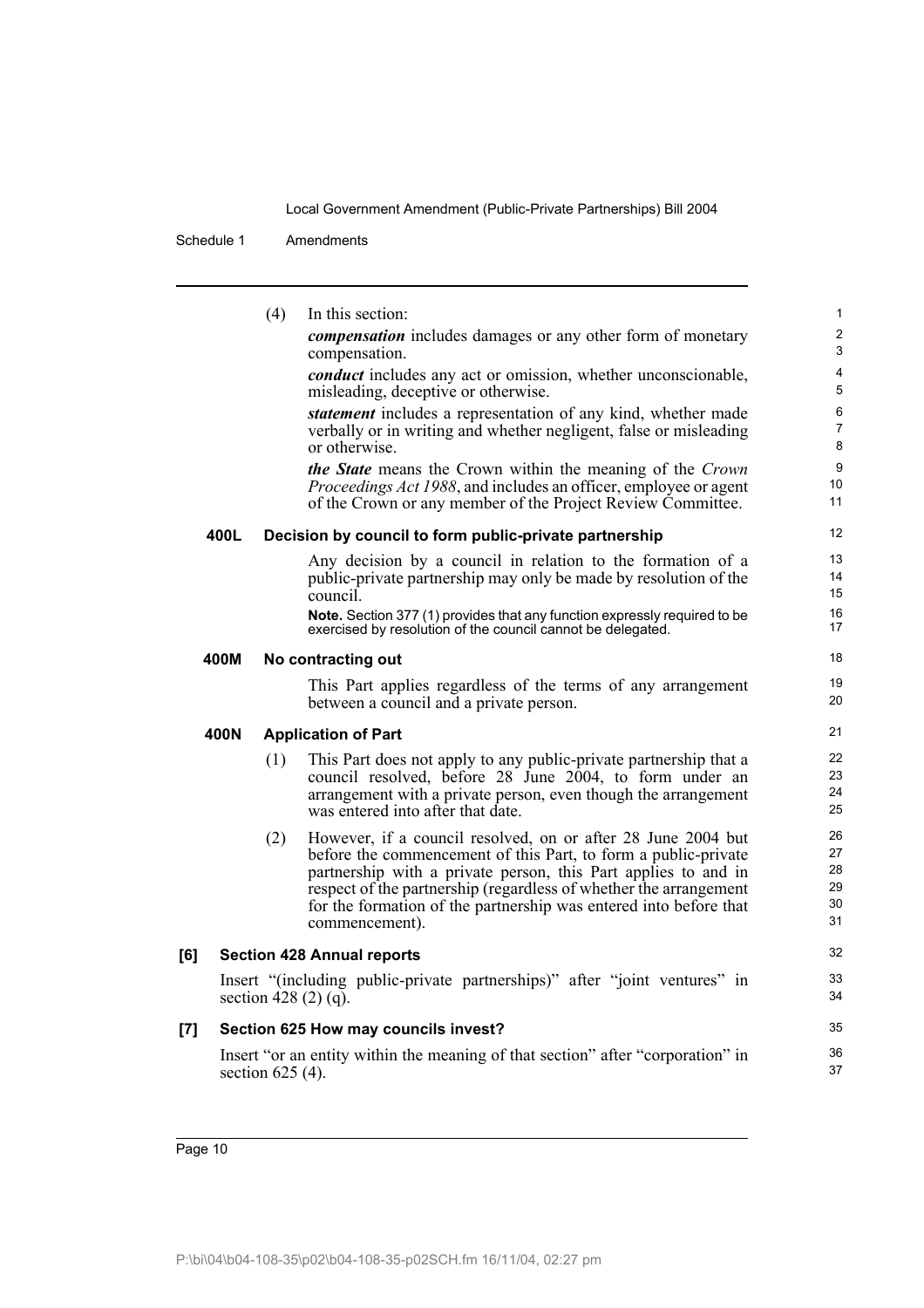(4) In this section:

***compensation*** includes damages or any other form of monetary compensation.

***conduct*** includes any act or omission, whether unconscionable, misleading, deceptive or otherwise.

***statement*** includes a representation of any kind, whether made verbally or in writing and whether negligent, false or misleading or otherwise.

***the State*** means the Crown within the meaning of the *Crown Proceedings Act 1988*, and includes an officer, employee or agent of the Crown or any member of the Project Review Committee.

### 400L Decision by council to form public-private partnership

Any decision by a council in relation to the formation of a public-private partnership may only be made by resolution of the council.

**Note.** Section 377 (1) provides that any function expressly required to be exercised by resolution of the council cannot be delegated.

### 400M No contracting out

This Part applies regardless of the terms of any arrangement between a council and a private person.

### 400N Application of Part

(1) This Part does not apply to any public-private partnership that a council resolved, before 28 June 2004, to form under an arrangement with a private person, even though the arrangement was entered into after that date.

(2) However, if a council resolved, on or after 28 June 2004 but before the commencement of this Part, to form a public-private partnership with a private person, this Part applies to and in respect of the partnership (regardless of whether the arrangement for the formation of the partnership was entered into before that commencement).

## [6] Section 428 Annual reports

Insert "(including public-private partnerships)" after "joint ventures" in section 428 (2) (q).

## [7] Section 625 How may councils invest?

Insert "or an entity within the meaning of that section" after "corporation" in section 625 (4).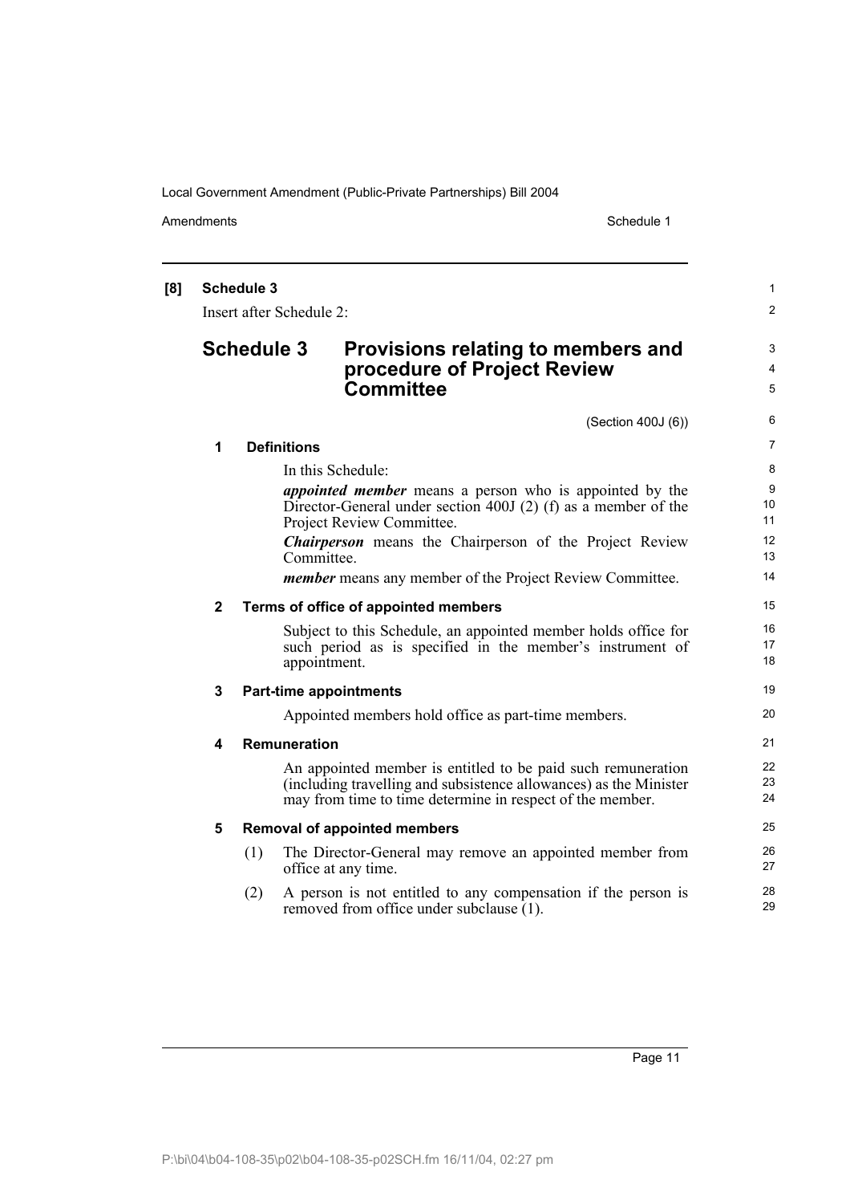**[8] Schedule 3**

Insert after Schedule 2:

# Schedule 3 Provisions relating to members and procedure of Project Review Committee

(Section 400J (6))

**1 Definitions**

In this Schedule:

***appointed member*** means a person who is appointed by the Director-General under section 400J (2) (f) as a member of the Project Review Committee.

***Chairperson*** means the Chairperson of the Project Review Committee.

***member*** means any member of the Project Review Committee.

**2 Terms of office of appointed members**

Subject to this Schedule, an appointed member holds office for such period as is specified in the member's instrument of appointment.

**3 Part-time appointments**

Appointed members hold office as part-time members.

**4 Remuneration**

An appointed member is entitled to be paid such remuneration (including travelling and subsistence allowances) as the Minister may from time to time determine in respect of the member.

**5 Removal of appointed members**

(1) The Director-General may remove an appointed member from office at any time.

(2) A person is not entitled to any compensation if the person is removed from office under subclause (1).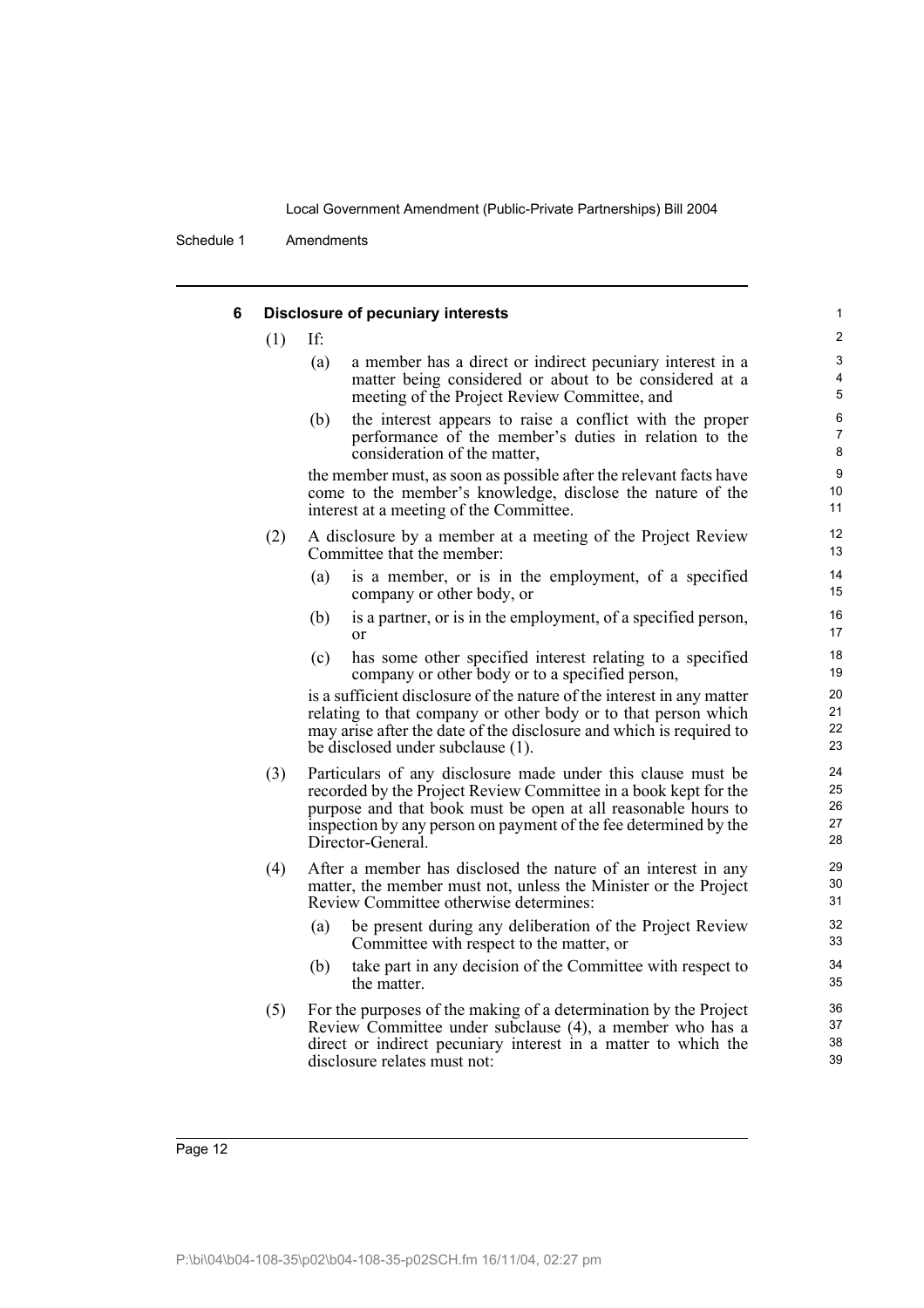### 6 Disclosure of pecuniary interests

(1) If:

(a) a member has a direct or indirect pecuniary interest in a matter being considered or about to be considered at a meeting of the Project Review Committee, and

(b) the interest appears to raise a conflict with the proper performance of the member's duties in relation to the consideration of the matter,

the member must, as soon as possible after the relevant facts have come to the member's knowledge, disclose the nature of the interest at a meeting of the Committee.

(2) A disclosure by a member at a meeting of the Project Review Committee that the member:

(a) is a member, or is in the employment, of a specified company or other body, or

(b) is a partner, or is in the employment, of a specified person, or

(c) has some other specified interest relating to a specified company or other body or to a specified person,

is a sufficient disclosure of the nature of the interest in any matter relating to that company or other body or to that person which may arise after the date of the disclosure and which is required to be disclosed under subclause (1).

(3) Particulars of any disclosure made under this clause must be recorded by the Project Review Committee in a book kept for the purpose and that book must be open at all reasonable hours to inspection by any person on payment of the fee determined by the Director-General.

(4) After a member has disclosed the nature of an interest in any matter, the member must not, unless the Minister or the Project Review Committee otherwise determines:

(a) be present during any deliberation of the Project Review Committee with respect to the matter, or

(b) take part in any decision of the Committee with respect to the matter.

(5) For the purposes of the making of a determination by the Project Review Committee under subclause (4), a member who has a direct or indirect pecuniary interest in a matter to which the disclosure relates must not: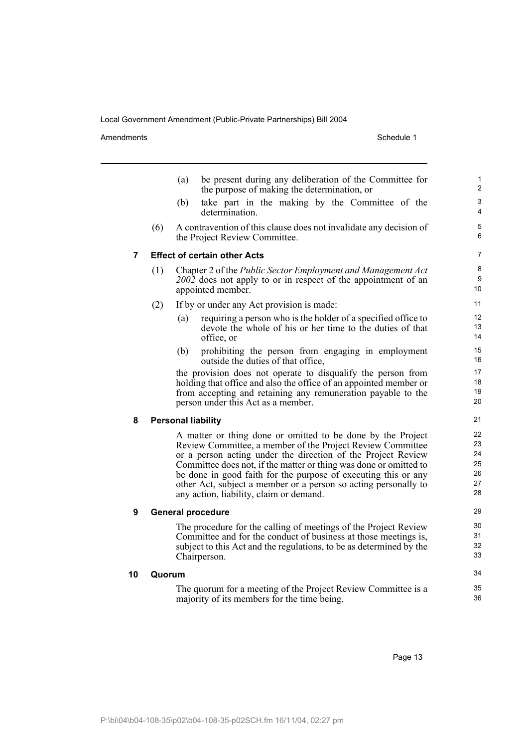(a) be present during any deliberation of the Committee for the purpose of making the determination, or

(b) take part in the making by the Committee of the determination.

(6) A contravention of this clause does not invalidate any decision of the Project Review Committee.

### 7 Effect of certain other Acts

(1) Chapter 2 of the *Public Sector Employment and Management Act 2002* does not apply to or in respect of the appointment of an appointed member.

(2) If by or under any Act provision is made:

(a) requiring a person who is the holder of a specified office to devote the whole of his or her time to the duties of that office, or

(b) prohibiting the person from engaging in employment outside the duties of that office,

the provision does not operate to disqualify the person from holding that office and also the office of an appointed member or from accepting and retaining any remuneration payable to the person under this Act as a member.

### 8 Personal liability

A matter or thing done or omitted to be done by the Project Review Committee, a member of the Project Review Committee or a person acting under the direction of the Project Review Committee does not, if the matter or thing was done or omitted to be done in good faith for the purpose of executing this or any other Act, subject a member or a person so acting personally to any action, liability, claim or demand.

### 9 General procedure

The procedure for the calling of meetings of the Project Review Committee and for the conduct of business at those meetings is, subject to this Act and the regulations, to be as determined by the Chairperson.

### 10 Quorum

The quorum for a meeting of the Project Review Committee is a majority of its members for the time being.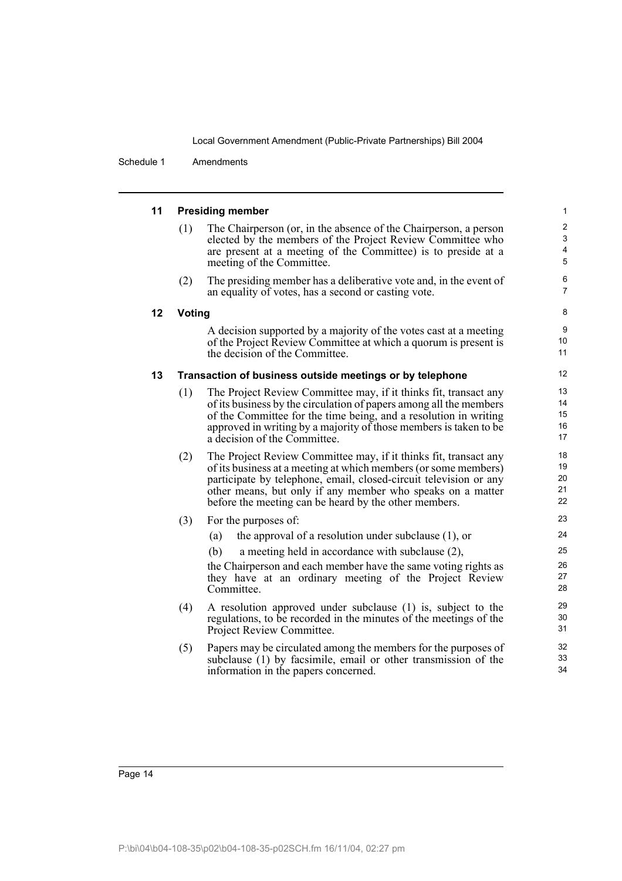### 11 Presiding member

(1) The Chairperson (or, in the absence of the Chairperson, a person elected by the members of the Project Review Committee who are present at a meeting of the Committee) is to preside at a meeting of the Committee.

(2) The presiding member has a deliberative vote and, in the event of an equality of votes, has a second or casting vote.

### 12 Voting

A decision supported by a majority of the votes cast at a meeting of the Project Review Committee at which a quorum is present is the decision of the Committee.

### 13 Transaction of business outside meetings or by telephone

(1) The Project Review Committee may, if it thinks fit, transact any of its business by the circulation of papers among all the members of the Committee for the time being, and a resolution in writing approved in writing by a majority of those members is taken to be a decision of the Committee.

(2) The Project Review Committee may, if it thinks fit, transact any of its business at a meeting at which members (or some members) participate by telephone, email, closed-circuit television or any other means, but only if any member who speaks on a matter before the meeting can be heard by the other members.

(3) For the purposes of:

(a) the approval of a resolution under subclause (1), or

(b) a meeting held in accordance with subclause (2),

the Chairperson and each member have the same voting rights as they have at an ordinary meeting of the Project Review Committee.

(4) A resolution approved under subclause (1) is, subject to the regulations, to be recorded in the minutes of the meetings of the Project Review Committee.

(5) Papers may be circulated among the members for the purposes of subclause (1) by facsimile, email or other transmission of the information in the papers concerned.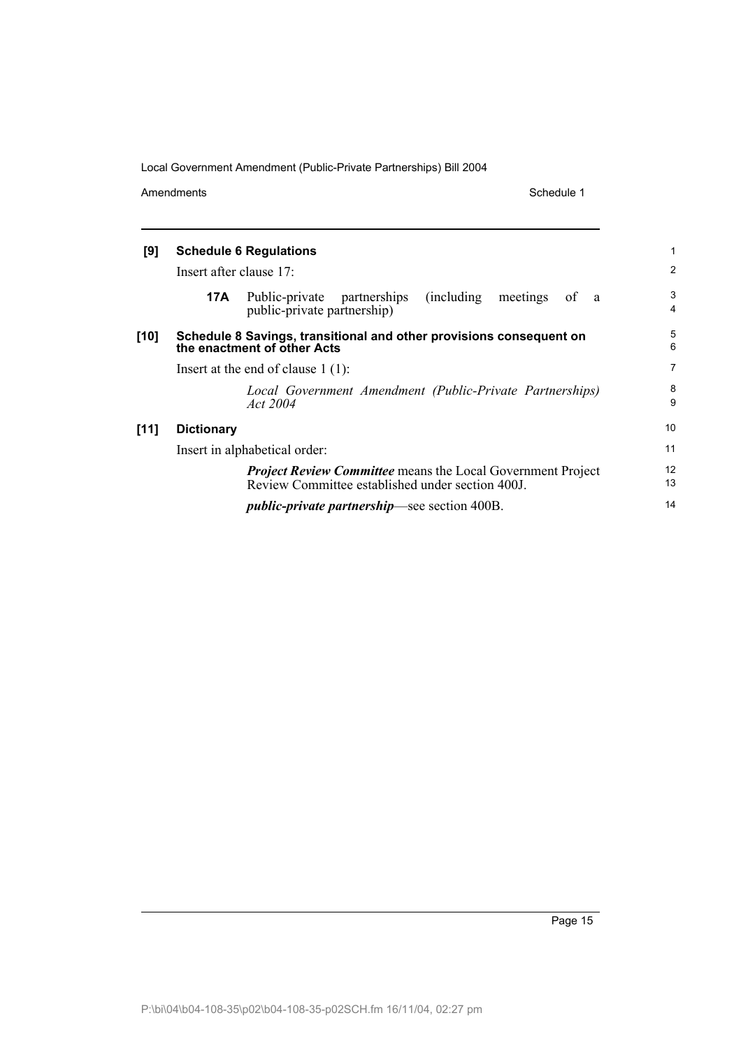**[9] Schedule 6 Regulations**

Insert after clause 17:

**17A** Public-private partnerships (including meetings of a public-private partnership)

**[10] Schedule 8 Savings, transitional and other provisions consequent on the enactment of other Acts**

Insert at the end of clause 1 (1):

*Local Government Amendment (Public-Private Partnerships) Act 2004*

**[11] Dictionary**

Insert in alphabetical order:

***Project Review Committee*** means the Local Government Project Review Committee established under section 400J.

***public-private partnership***—see section 400B.